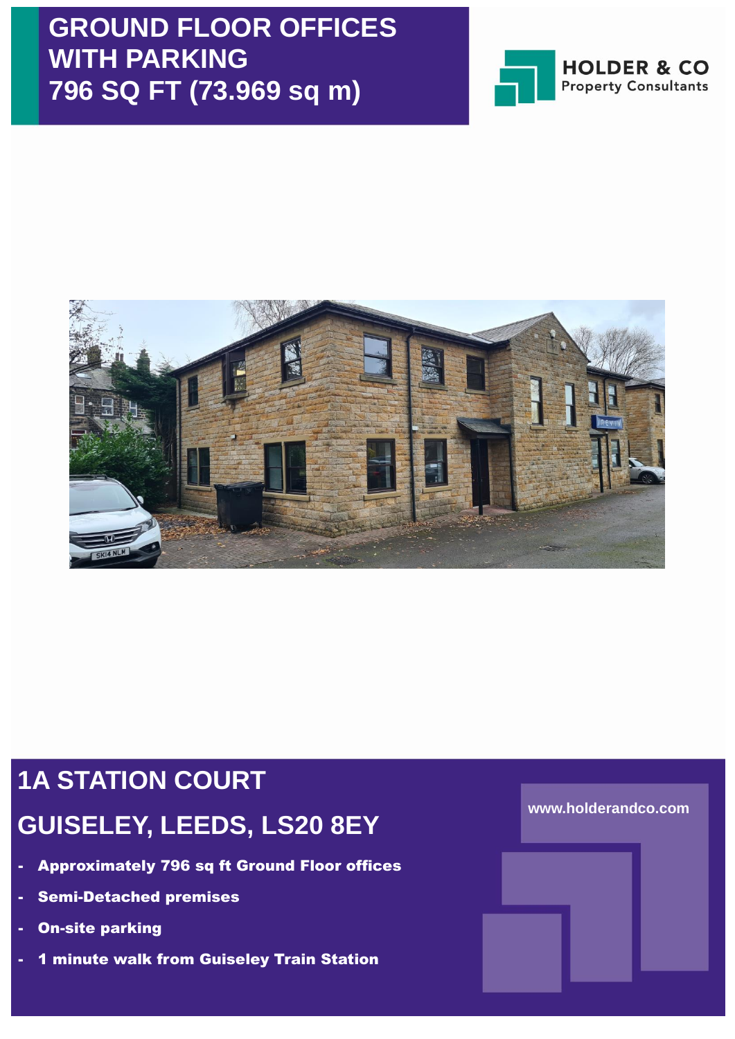# GROUND FLOOR OFFICES WITH PARKING
# 796 SQ FT (73.969 sq m)

**HOLDER & CO**
Property Consultants

## 1A STATION COURT

## GUISELEY, LEEDS, LS20 8EY

- **Approximately 796 sq ft Ground Floor offices**
- **Semi-Detached premises**
- **On-site parking**
- **1 minute walk from Guiseley Train Station**

**www.holderandco.com**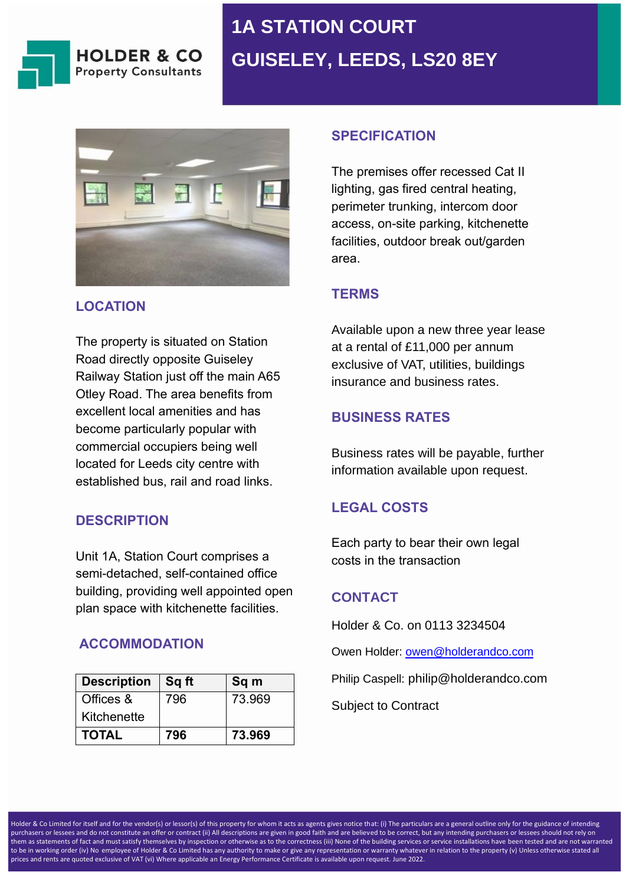HOLDER & CO
Property Consultants

# 1A STATION COURT
# GUISELEY, LEEDS, LS20 8EY

## LOCATION

The property is situated on Station Road directly opposite Guiseley Railway Station just off the main A65 Otley Road. The area benefits from excellent local amenities and has become particularly popular with commercial occupiers being well located for Leeds city centre with established bus, rail and road links.

## DESCRIPTION

Unit 1A, Station Court comprises a semi-detached, self-contained office building, providing well appointed open plan space with kitchenette facilities.

## ACCOMMODATION

| Description | Sq ft | Sq m |
|---|---|---|
| Offices & Kitchenette | 796 | 73.969 |
| **TOTAL** | **796** | **73.969** |

## SPECIFICATION

The premises offer recessed Cat II lighting, gas fired central heating, perimeter trunking, intercom door access, on-site parking, kitchenette facilities, outdoor break out/garden area.

## TERMS

Available upon a new three year lease at a rental of £11,000 per annum exclusive of VAT, utilities, buildings insurance and business rates.

## BUSINESS RATES

Business rates will be payable, further information available upon request.

## LEGAL COSTS

Each party to bear their own legal costs in the transaction

## CONTACT

Holder & Co. on 0113 3234504

Owen Holder: owen@holderandco.com

Philip Caspell: philip@holderandco.com

Subject to Contract

Holder & Co Limited for itself and for the vendor(s) or lessor(s) of this property for whom it acts as agents gives notice that: (i) The particulars are a general outline only for the guidance of intending purchasers or lessees and do not constitute an offer or contract (ii) All descriptions are given in good faith and are believed to be correct, but any intending purchasers or lessees should not rely on them as statements of fact and must satisfy themselves by inspection or otherwise as to the correctness (iii) None of the building services or service installations have been tested and are not warranted to be in working order (iv) No employee of Holder & Co Limited has any authority to make or give any representation or warranty whatever in relation to the property (v) Unless otherwise stated all prices and rents are quoted exclusive of VAT (vi) Where applicable an Energy Performance Certificate is available upon request. June 2022.